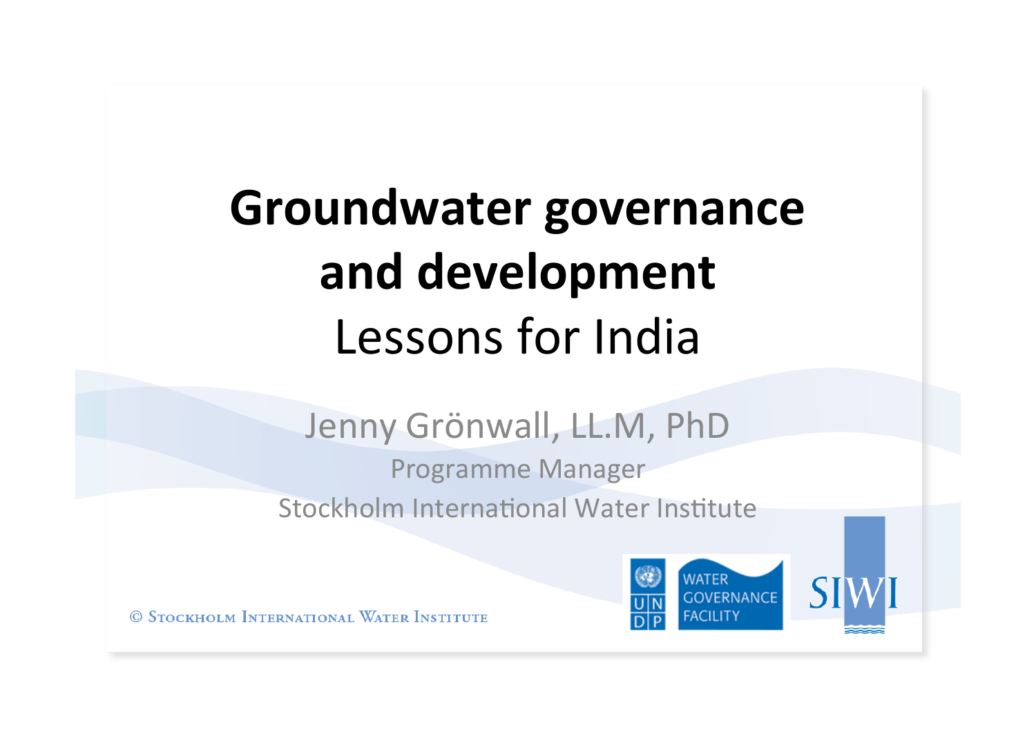# Groundwater governance and development

## Lessons for India

Jenny Grönwall, LL.M, PhD

Programme Manager

Stockholm International Water Institute

© Stockholm International Water Institute

UNDP WATER GOVERNANCE FACILITY

SIWI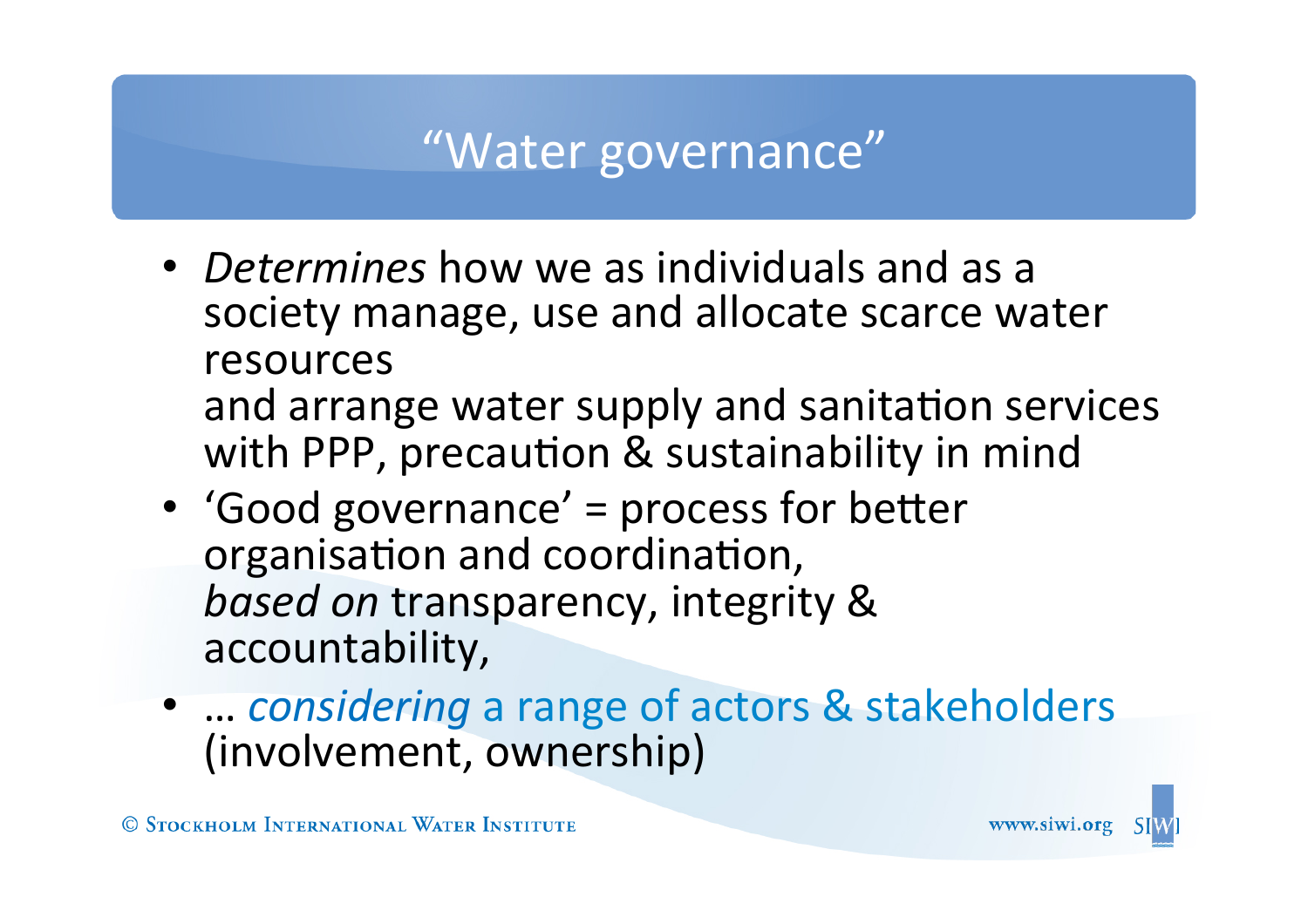# "Water governance"

- *Determines* how we as individuals and as a society manage, use and allocate scarce water resources
  and arrange water supply and sanitation services with PPP, precaution & sustainability in mind
- 'Good governance' = process for better organisation and coordination,
  *based on* transparency, integrity & accountability,
- … *considering* a range of actors & stakeholders (involvement, ownership)

© Stockholm International Water Institute

www.siwi.org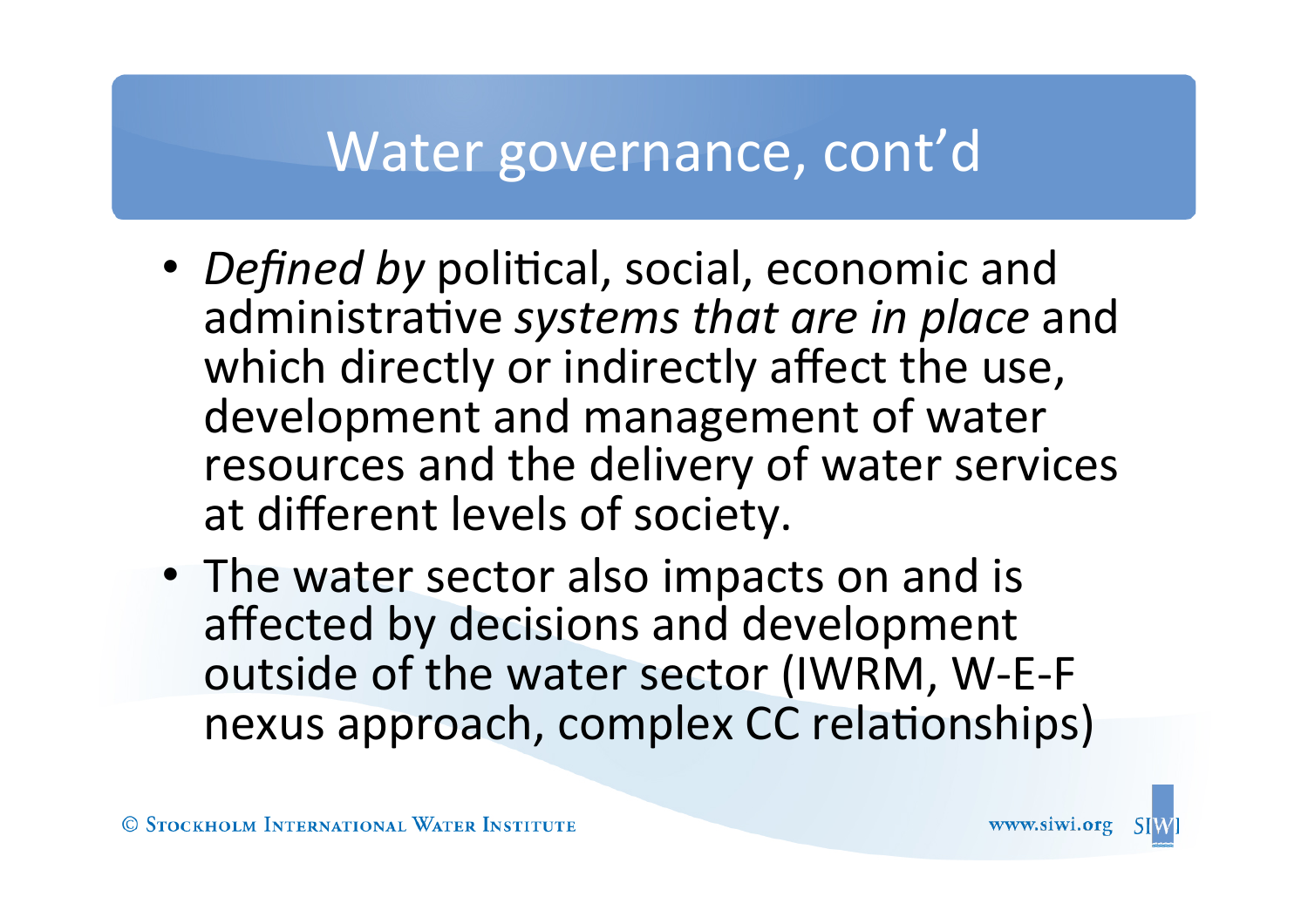# Water governance, cont'd

- *Defined by* political, social, economic and administrative *systems that are in place* and which directly or indirectly affect the use, development and management of water resources and the delivery of water services at different levels of society.
- The water sector also impacts on and is affected by decisions and development outside of the water sector (IWRM, W-E-F nexus approach, complex CC relationships)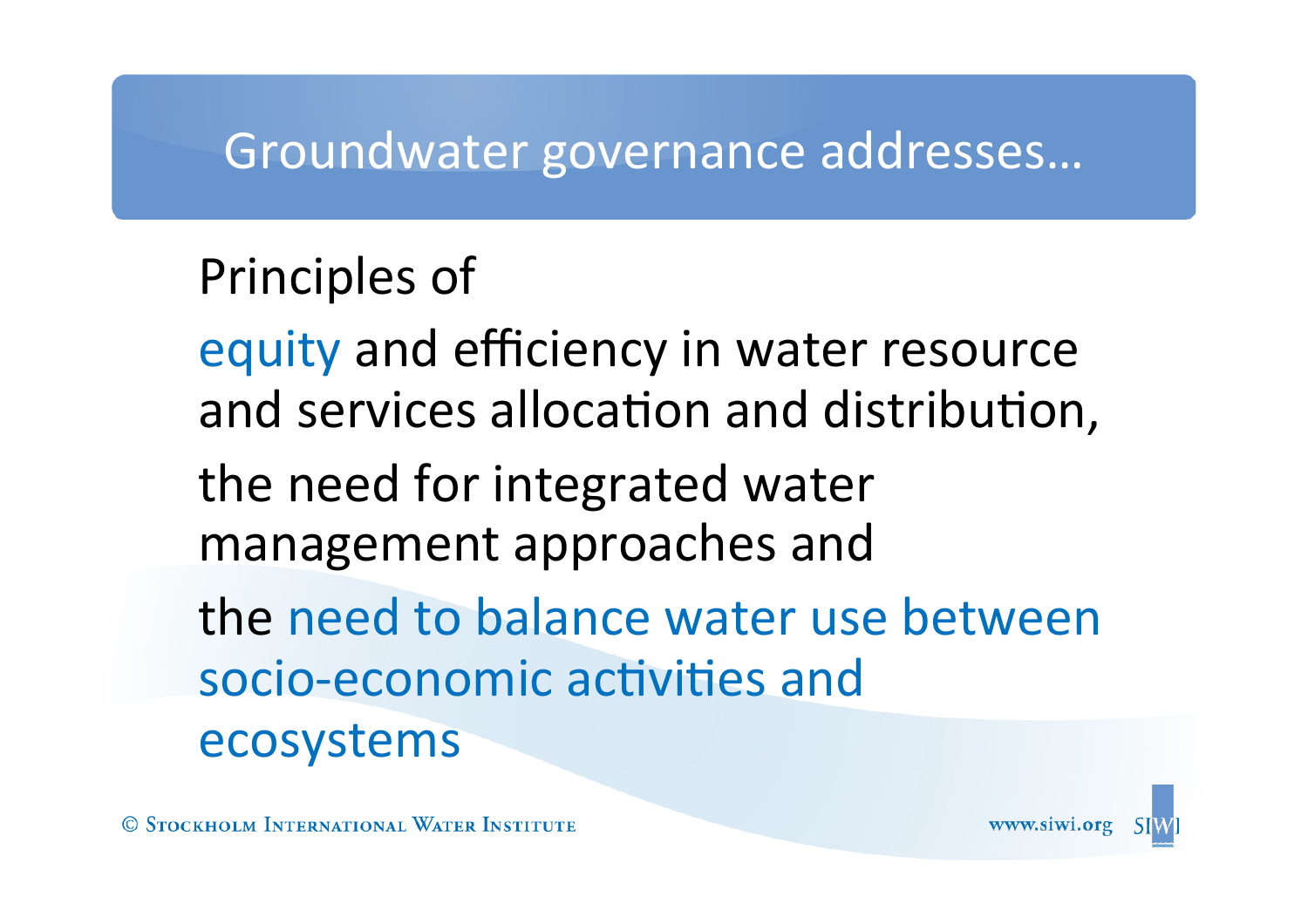# Groundwater governance addresses…

Principles of

equity and efficiency in water resource and services allocation and distribution,

the need for integrated water management approaches and

the need to balance water use between socio-economic activities and ecosystems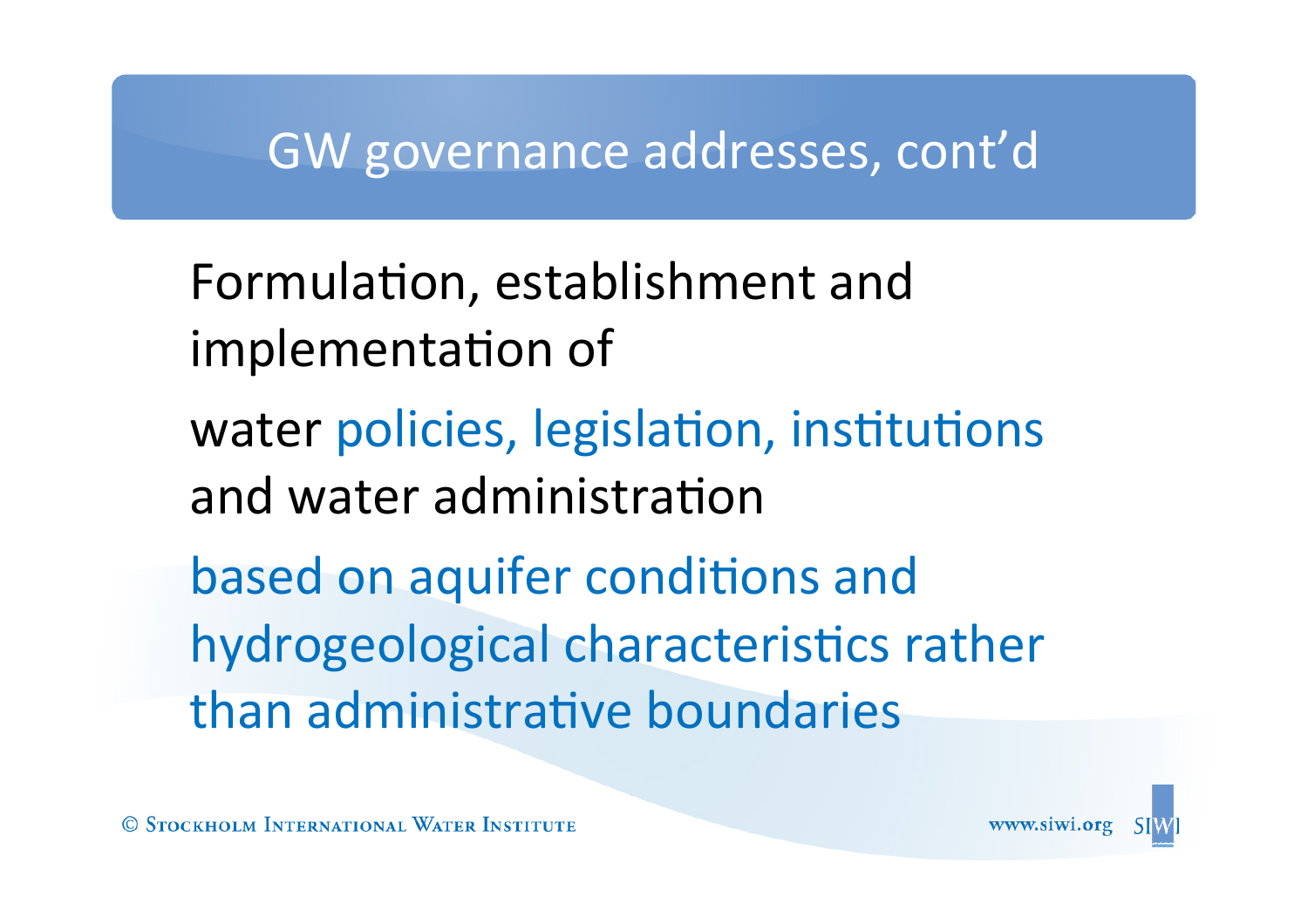# GW governance addresses, cont'd

Formulation, establishment and implementation of

water policies, legislation, institutions and water administration

based on aquifer conditions and hydrogeological characteristics rather than administrative boundaries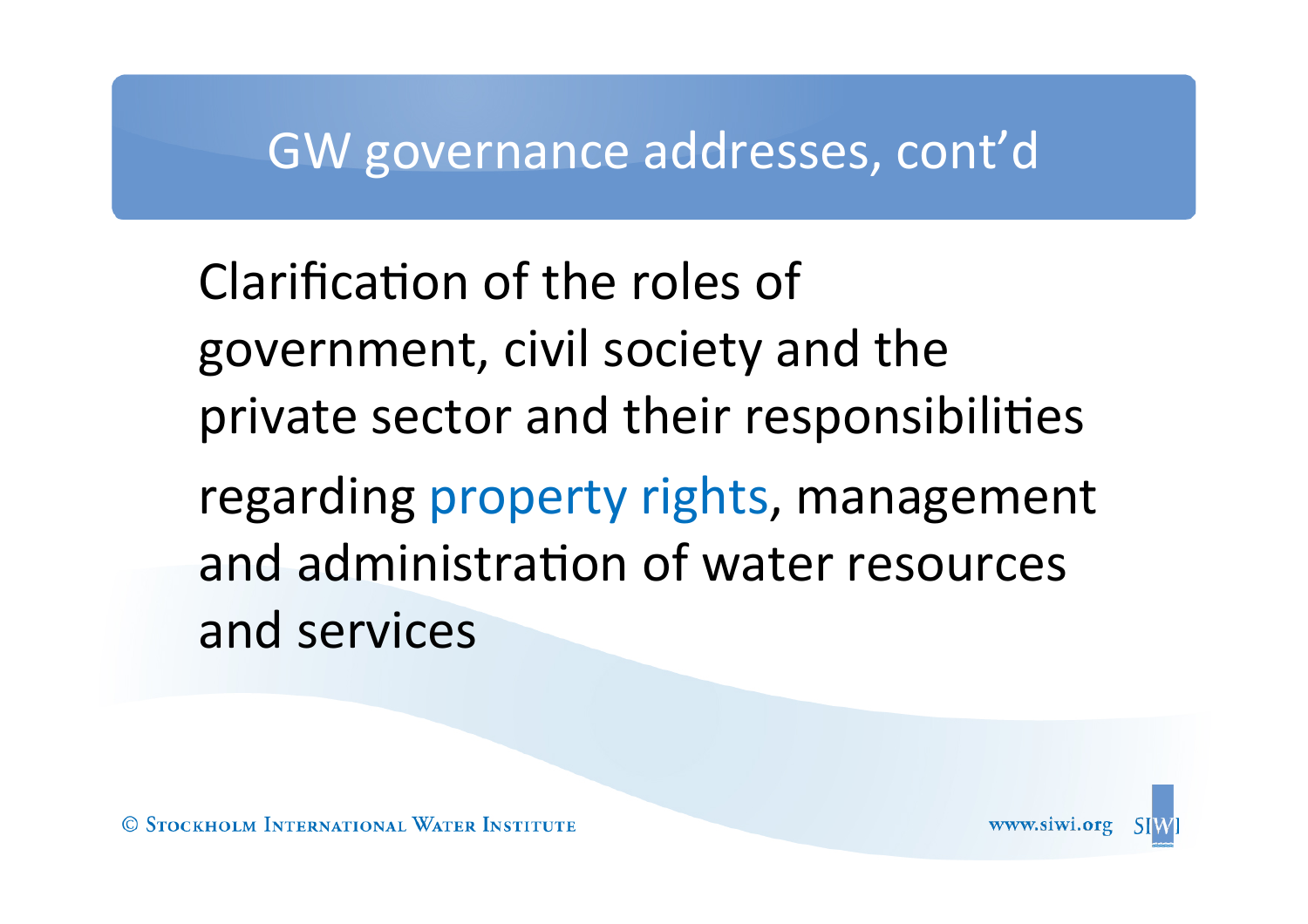# GW governance addresses, cont'd

Clarification of the roles of government, civil society and the private sector and their responsibilities regarding property rights, management and administration of water resources and services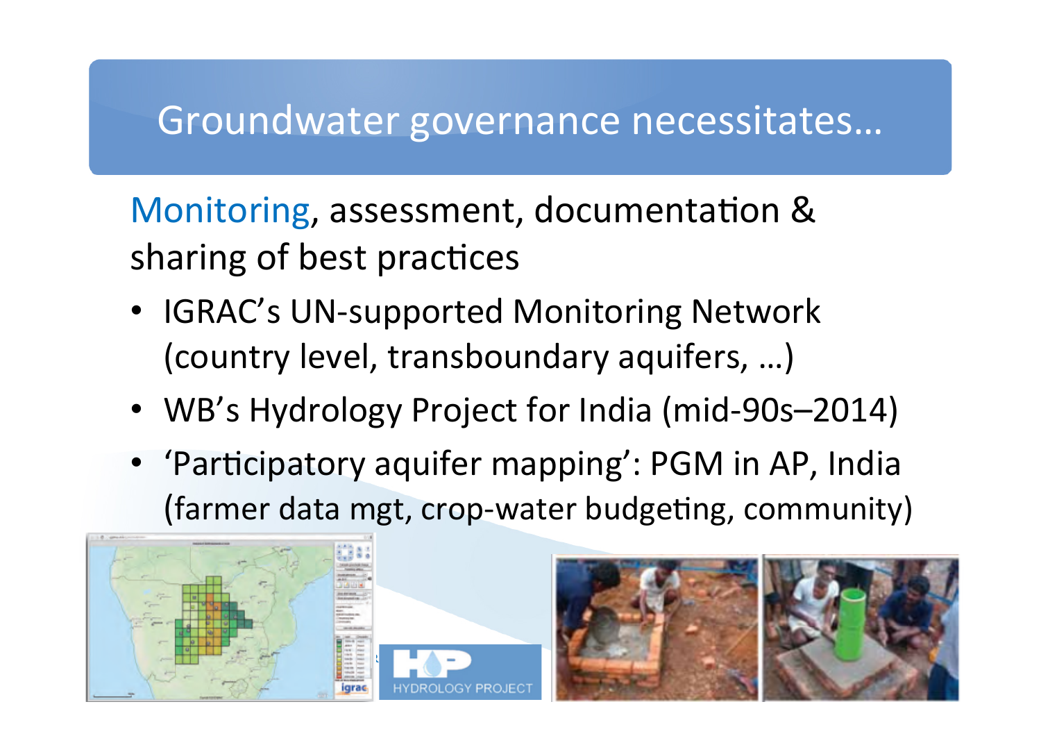# Groundwater governance necessitates…

Monitoring, assessment, documentation & sharing of best practices

- IGRAC's UN-supported Monitoring Network (country level, transboundary aquifers, …)
- WB's Hydrology Project for India (mid-90s–2014)
- 'Participatory aquifer mapping': PGM in AP, India (farmer data mgt, crop-water budgeting, community)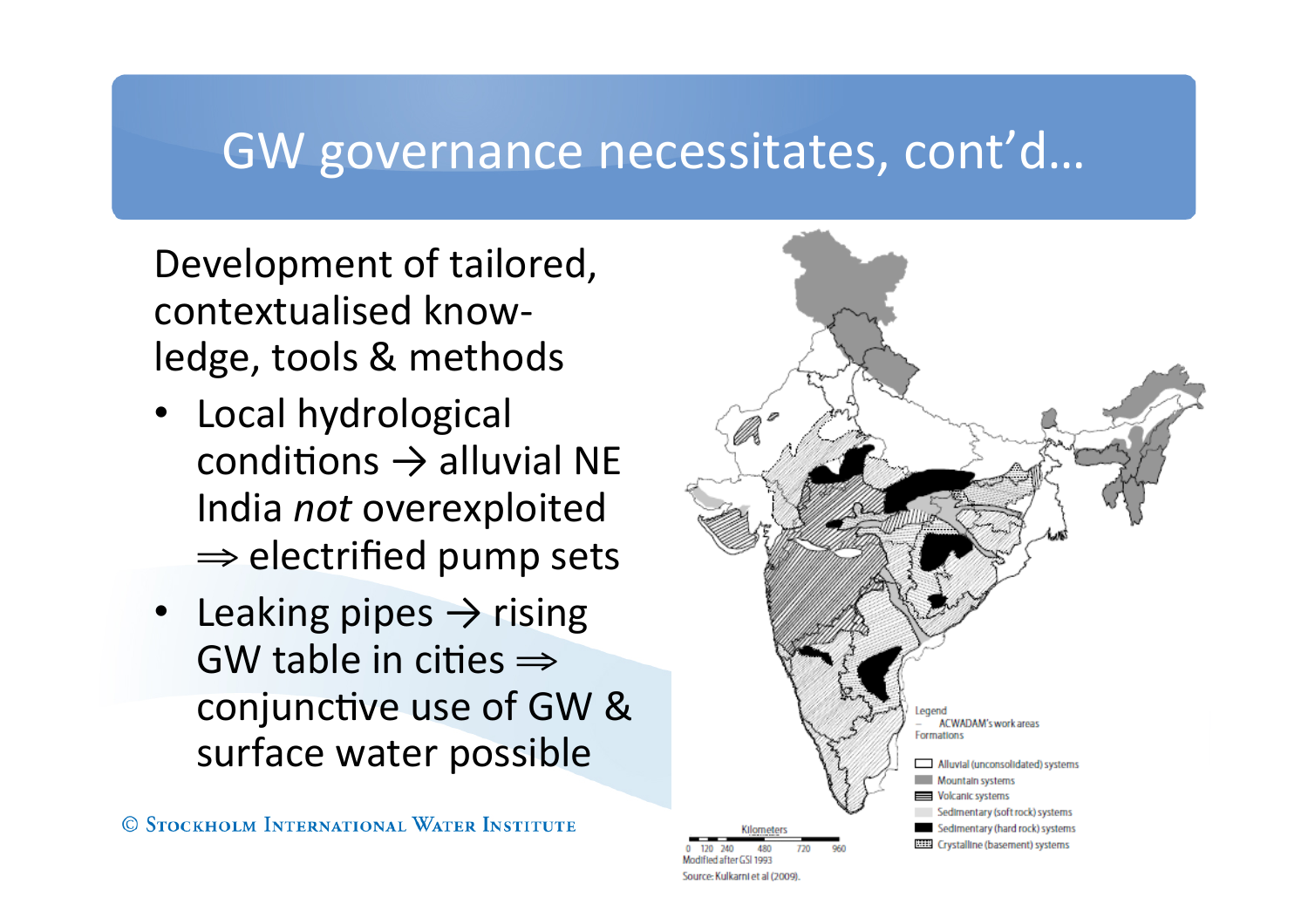# GW governance necessitates, cont'd…

Development of tailored, contextualised know-ledge, tools & methods

- Local hydrological conditions → alluvial NE India *not* overexploited ⇒ electrified pump sets
- Leaking pipes → rising GW table in cities ⇒ conjunctive use of GW & surface water possible

Legend
– ACWADAM's work areas
Formations
- Alluvial (unconsolidated) systems
- Mountain systems
- Volcanic systems
- Sedimentary (soft rock) systems
- Sedimentary (hard rock) systems
- Crystalline (basement) systems

Kilometers
0 120 240 480 720 960

Modified after GSI 1993

Source: Kulkarni et al (2009).

© Stockholm International Water Institute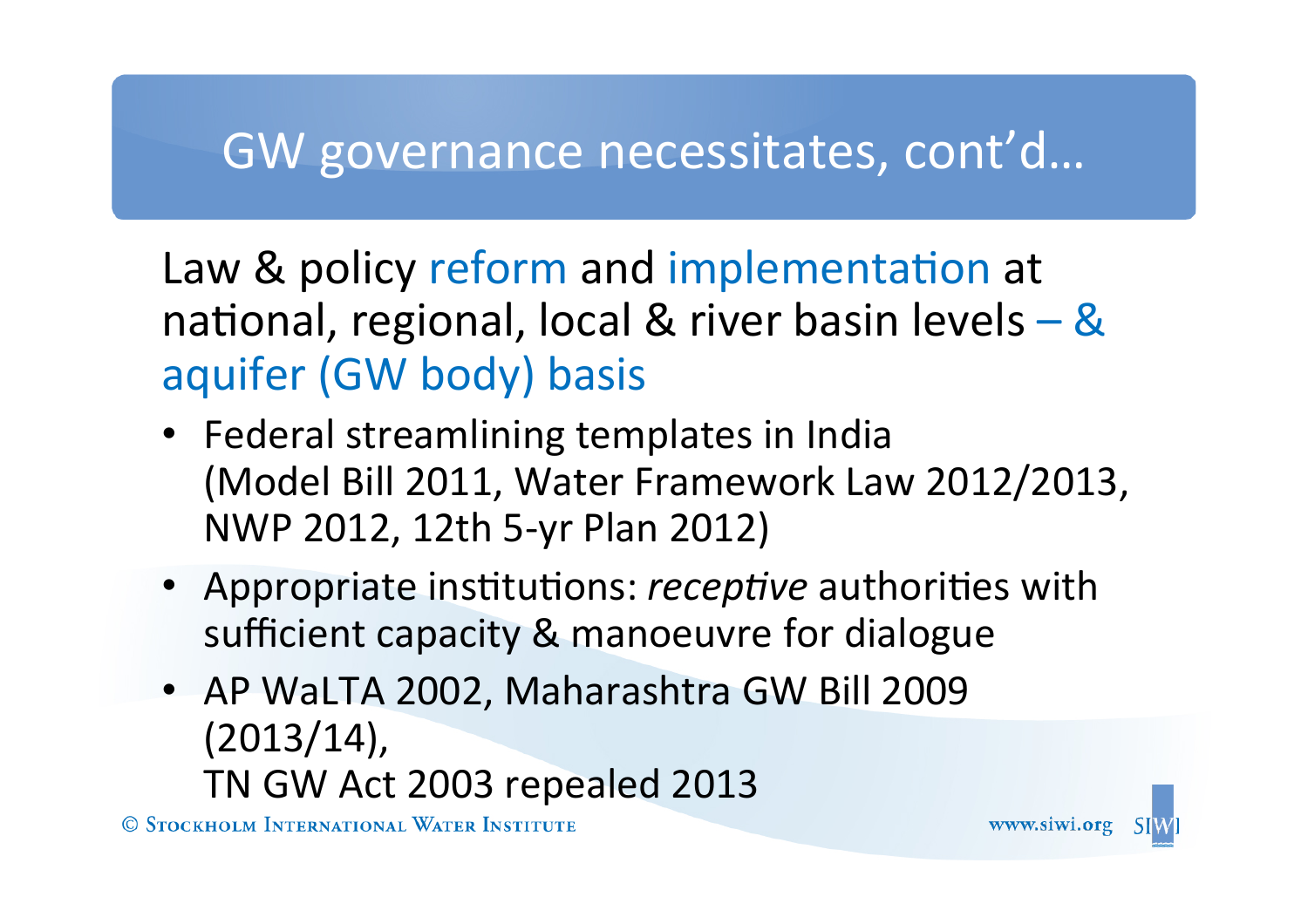# GW governance necessitates, cont'd…

Law & policy reform and implementation at national, regional, local & river basin levels – & aquifer (GW body) basis

- Federal streamlining templates in India (Model Bill 2011, Water Framework Law 2012/2013, NWP 2012, 12th 5-yr Plan 2012)
- Appropriate institutions: *receptive* authorities with sufficient capacity & manoeuvre for dialogue
- AP WaLTA 2002, Maharashtra GW Bill 2009 (2013/14), TN GW Act 2003 repealed 2013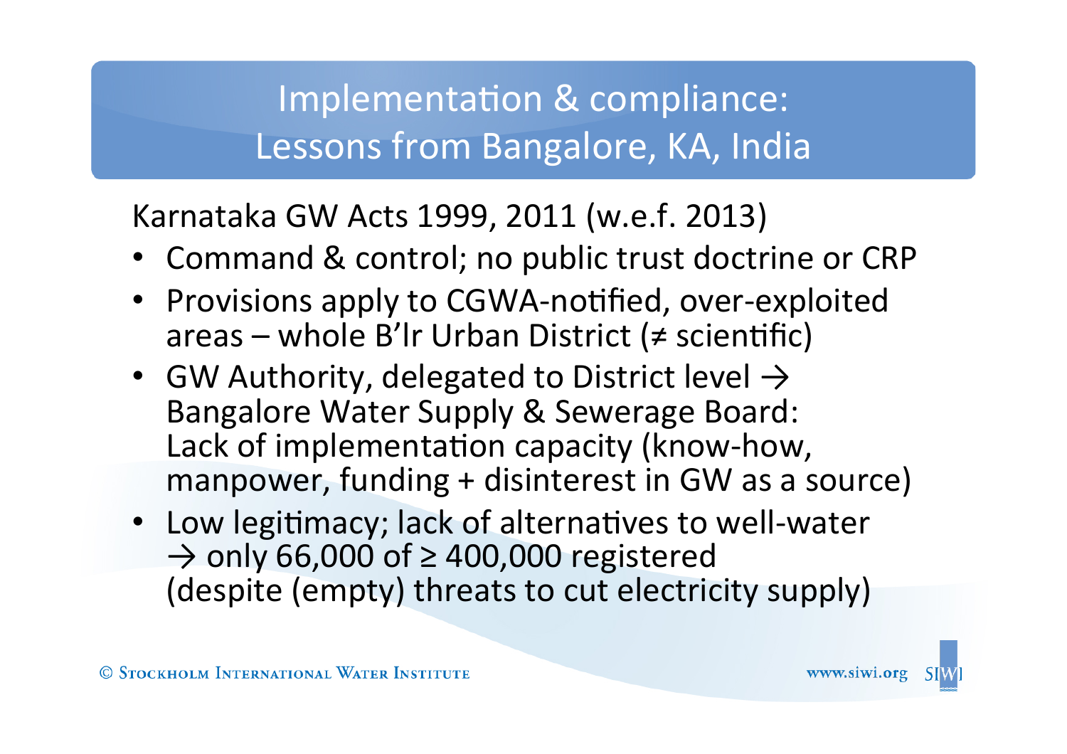# Implementation & compliance: Lessons from Bangalore, KA, India

Karnataka GW Acts 1999, 2011 (w.e.f. 2013)

- Command & control; no public trust doctrine or CRP
- Provisions apply to CGWA-notified, over-exploited areas – whole B'lr Urban District (≠ scientific)
- GW Authority, delegated to District level → Bangalore Water Supply & Sewerage Board: Lack of implementation capacity (know-how, manpower, funding + disinterest in GW as a source)
- Low legitimacy; lack of alternatives to well-water → only 66,000 of ≥ 400,000 registered (despite (empty) threats to cut electricity supply)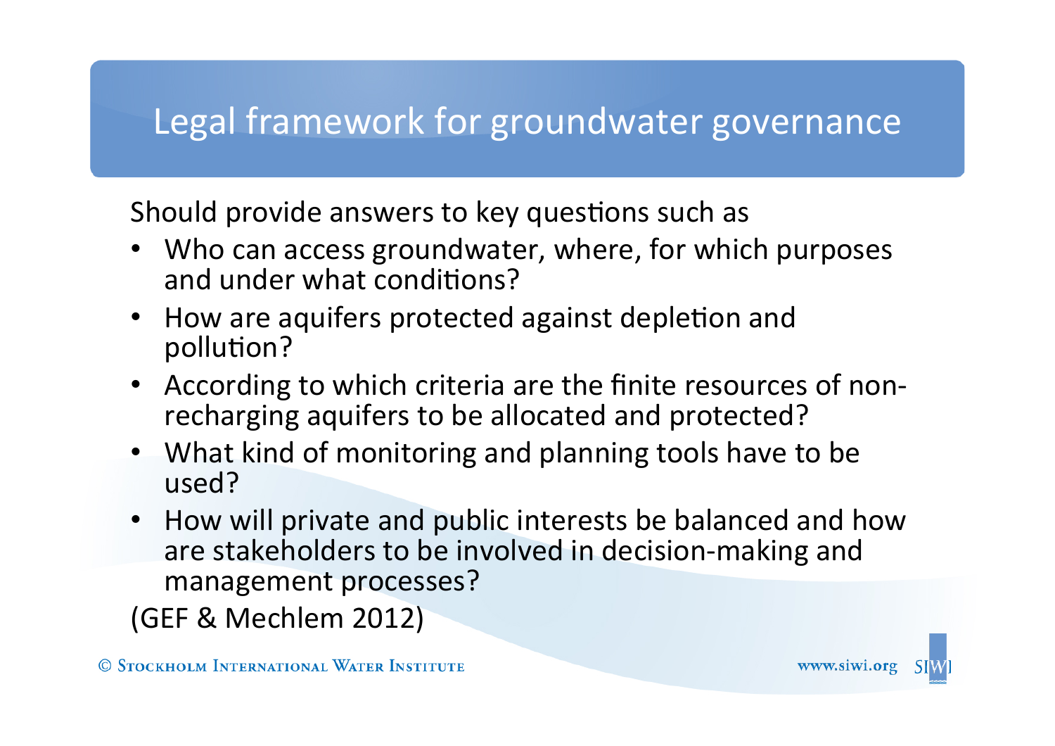# Legal framework for groundwater governance

Should provide answers to key questions such as

- Who can access groundwater, where, for which purposes and under what conditions?
- How are aquifers protected against depletion and pollution?
- According to which criteria are the finite resources of non-recharging aquifers to be allocated and protected?
- What kind of monitoring and planning tools have to be used?
- How will private and public interests be balanced and how are stakeholders to be involved in decision-making and management processes?

(GEF & Mechlem 2012)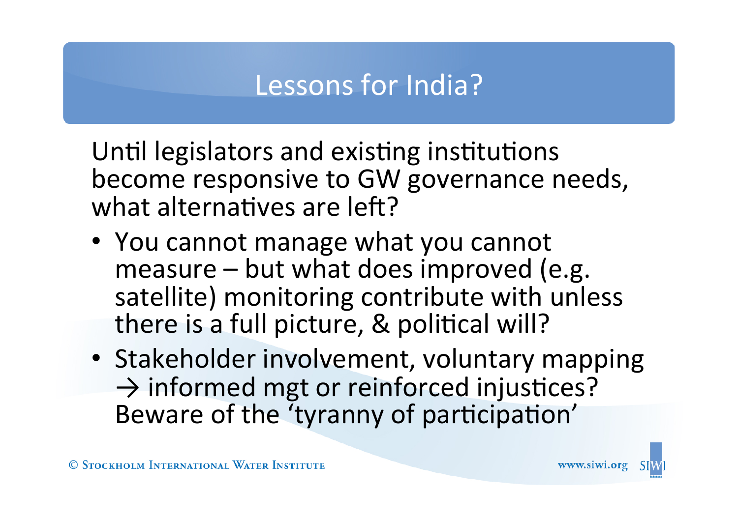# Lessons for India?

Until legislators and existing institutions become responsive to GW governance needs, what alternatives are left?

- You cannot manage what you cannot measure – but what does improved (e.g. satellite) monitoring contribute with unless there is a full picture, & political will?
- Stakeholder involvement, voluntary mapping → informed mgt or reinforced injustices? Beware of the 'tyranny of participation'